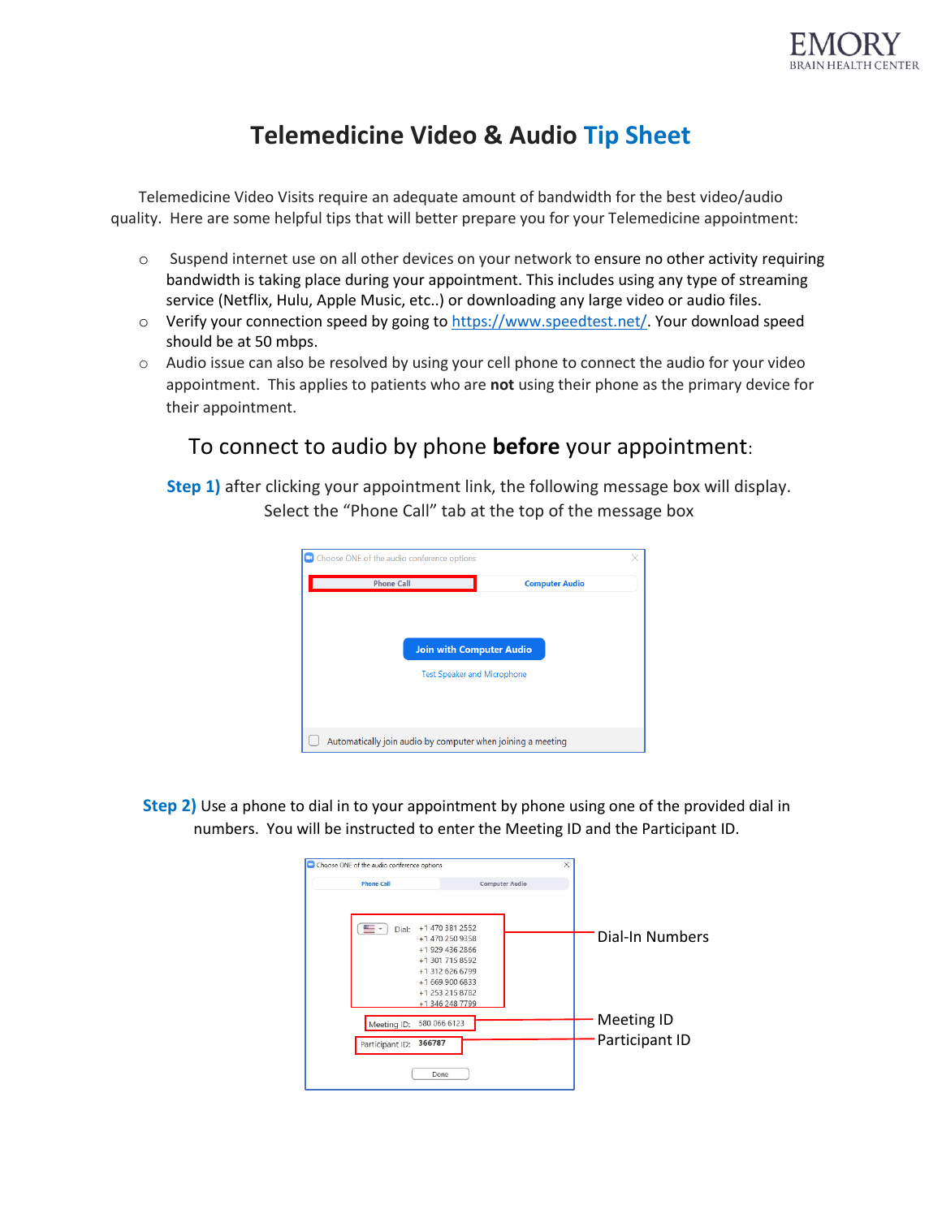EMORY
BRAIN HEALTH CENTER

# Telemedicine Video & Audio Tip Sheet

Telemedicine Video Visits require an adequate amount of bandwidth for the best video/audio quality. Here are some helpful tips that will better prepare you for your Telemedicine appointment:

- Suspend internet use on all other devices on your network to ensure no other activity requiring bandwidth is taking place during your appointment. This includes using any type of streaming service (Netflix, Hulu, Apple Music, etc..) or downloading any large video or audio files.
- Verify your connection speed by going to https://www.speedtest.net/. Your download speed should be at 50 mbps.
- Audio issue can also be resolved by using your cell phone to connect the audio for your video appointment. This applies to patients who are **not** using their phone as the primary device for their appointment.

## To connect to audio by phone **before** your appointment:

**Step 1)** after clicking your appointment link, the following message box will display. Select the "Phone Call" tab at the top of the message box

Choose ONE of the audio conference options

Phone Call | Computer Audio

Join with Computer Audio

Test Speaker and Microphone

Automatically join audio by computer when joining a meeting

**Step 2)** Use a phone to dial in to your appointment by phone using one of the provided dial in numbers. You will be instructed to enter the Meeting ID and the Participant ID.

Choose ONE of the audio conference options

Phone Call | Computer Audio

Dial: +1 470 381 2552
+1 470 250 9358
+1 929 436 2866
+1 301 715 8592
+1 312 626 6799
+1 669 900 6833
+1 253 215 8782
+1 346 248 7799

Meeting ID: 580 066 6123

Participant ID: 366787

Done

Dial-In Numbers

Meeting ID

Participant ID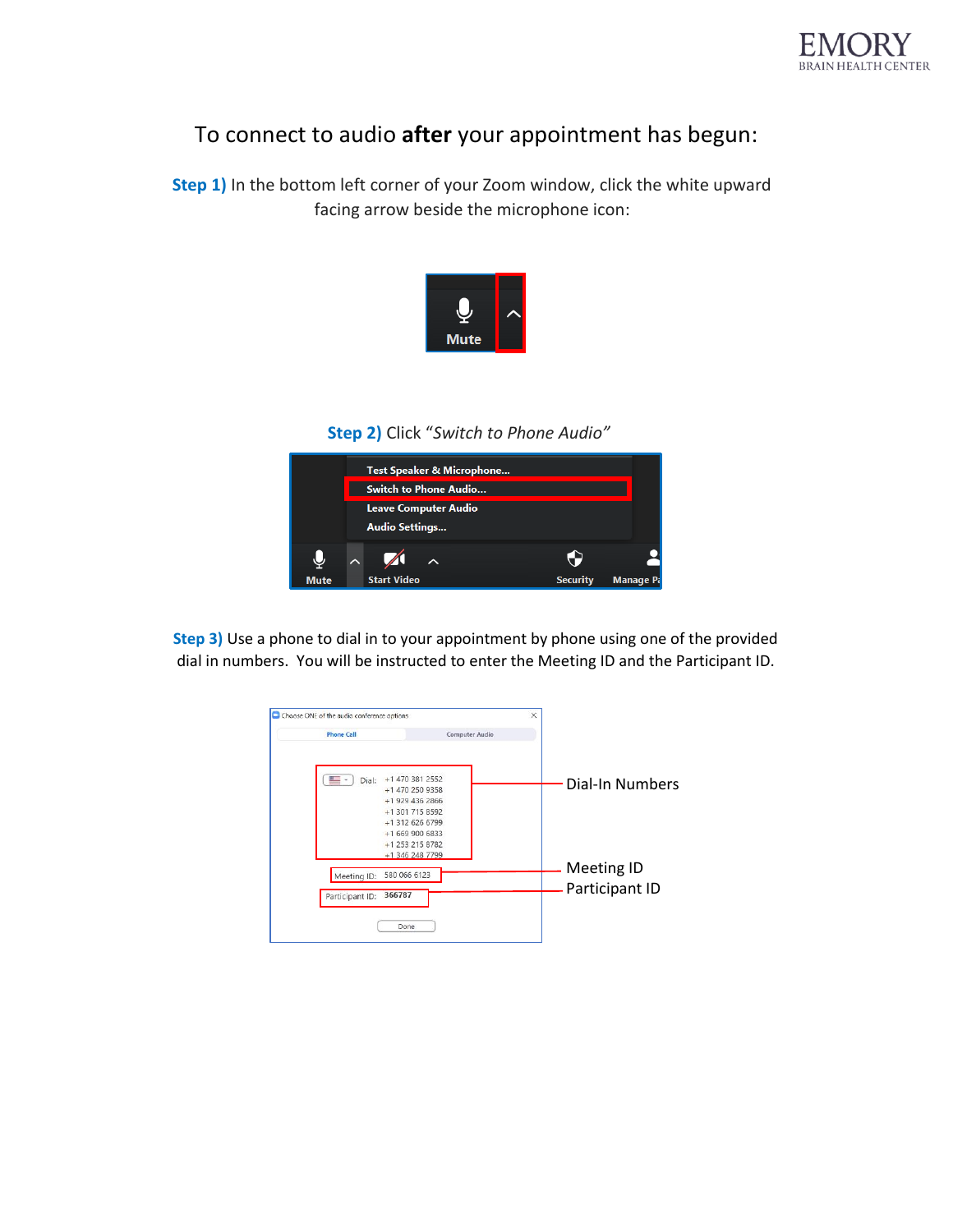# To connect to audio **after** your appointment has begun:

**Step 1)** In the bottom left corner of your Zoom window, click the white upward facing arrow beside the microphone icon:

**Step 2)** Click *"Switch to Phone Audio"*

**Step 3)** Use a phone to dial in to your appointment by phone using one of the provided dial in numbers. You will be instructed to enter the Meeting ID and the Participant ID.

Dial-In Numbers

Meeting ID

Participant ID